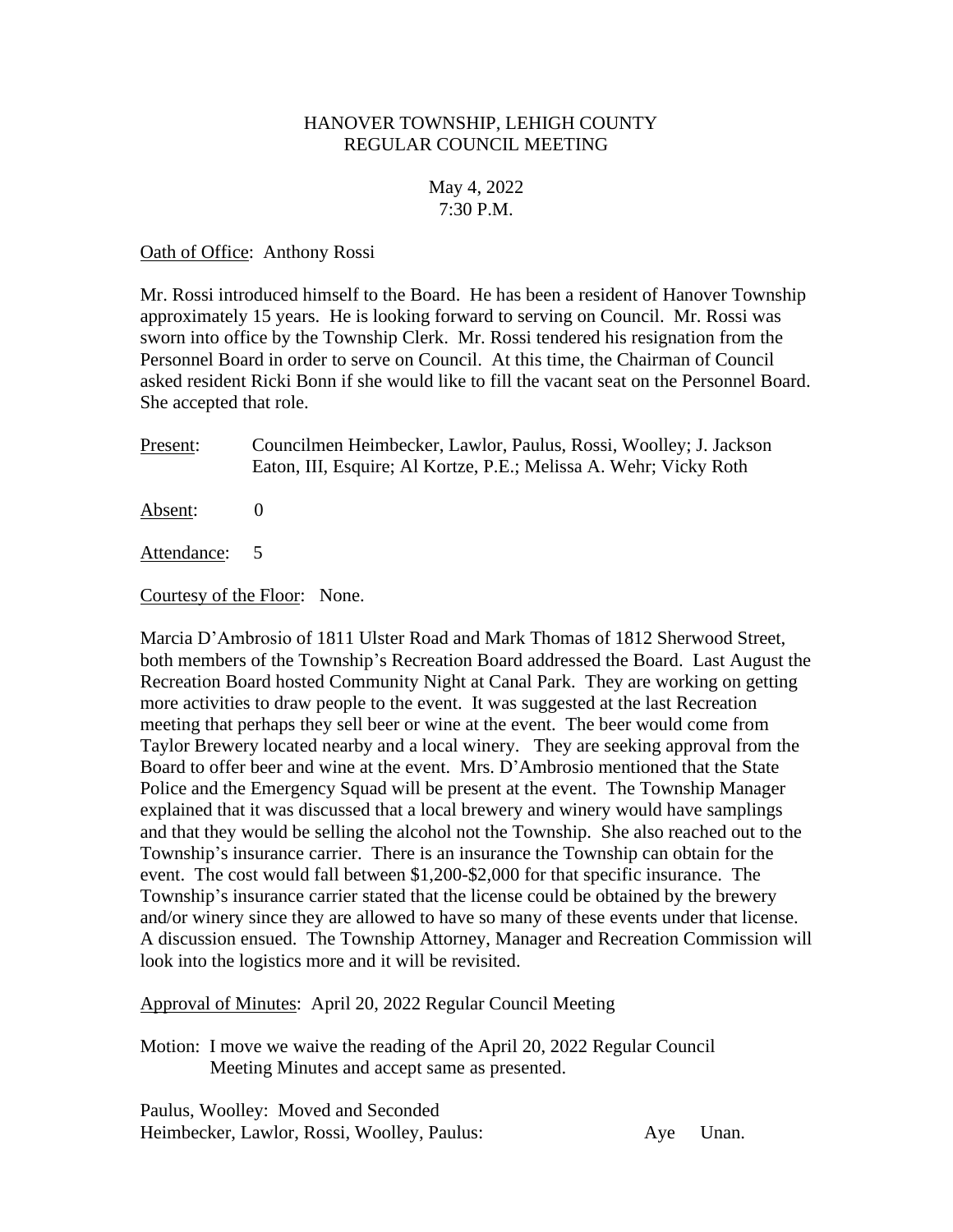# HANOVER TOWNSHIP, LEHIGH COUNTY
## REGULAR COUNCIL MEETING

May 4, 2022
7:30 P.M.

Oath of Office: Anthony Rossi

Mr. Rossi introduced himself to the Board. He has been a resident of Hanover Township approximately 15 years. He is looking forward to serving on Council. Mr. Rossi was sworn into office by the Township Clerk. Mr. Rossi tendered his resignation from the Personnel Board in order to serve on Council. At this time, the Chairman of Council asked resident Ricki Bonn if she would like to fill the vacant seat on the Personnel Board. She accepted that role.

Present: Councilmen Heimbecker, Lawlor, Paulus, Rossi, Woolley; J. Jackson Eaton, III, Esquire; Al Kortze, P.E.; Melissa A. Wehr; Vicky Roth

Absent: 0

Attendance: 5

Courtesy of the Floor: None.

Marcia D'Ambrosio of 1811 Ulster Road and Mark Thomas of 1812 Sherwood Street, both members of the Township's Recreation Board addressed the Board. Last August the Recreation Board hosted Community Night at Canal Park. They are working on getting more activities to draw people to the event. It was suggested at the last Recreation meeting that perhaps they sell beer or wine at the event. The beer would come from Taylor Brewery located nearby and a local winery. They are seeking approval from the Board to offer beer and wine at the event. Mrs. D'Ambrosio mentioned that the State Police and the Emergency Squad will be present at the event. The Township Manager explained that it was discussed that a local brewery and winery would have samplings and that they would be selling the alcohol not the Township. She also reached out to the Township's insurance carrier. There is an insurance the Township can obtain for the event. The cost would fall between $1,200-$2,000 for that specific insurance. The Township's insurance carrier stated that the license could be obtained by the brewery and/or winery since they are allowed to have so many of these events under that license. A discussion ensued. The Township Attorney, Manager and Recreation Commission will look into the logistics more and it will be revisited.

Approval of Minutes: April 20, 2022 Regular Council Meeting

Motion: I move we waive the reading of the April 20, 2022 Regular Council Meeting Minutes and accept same as presented.

Paulus, Woolley: Moved and Seconded
Heimbecker, Lawlor, Rossi, Woolley, Paulus: Aye Unan.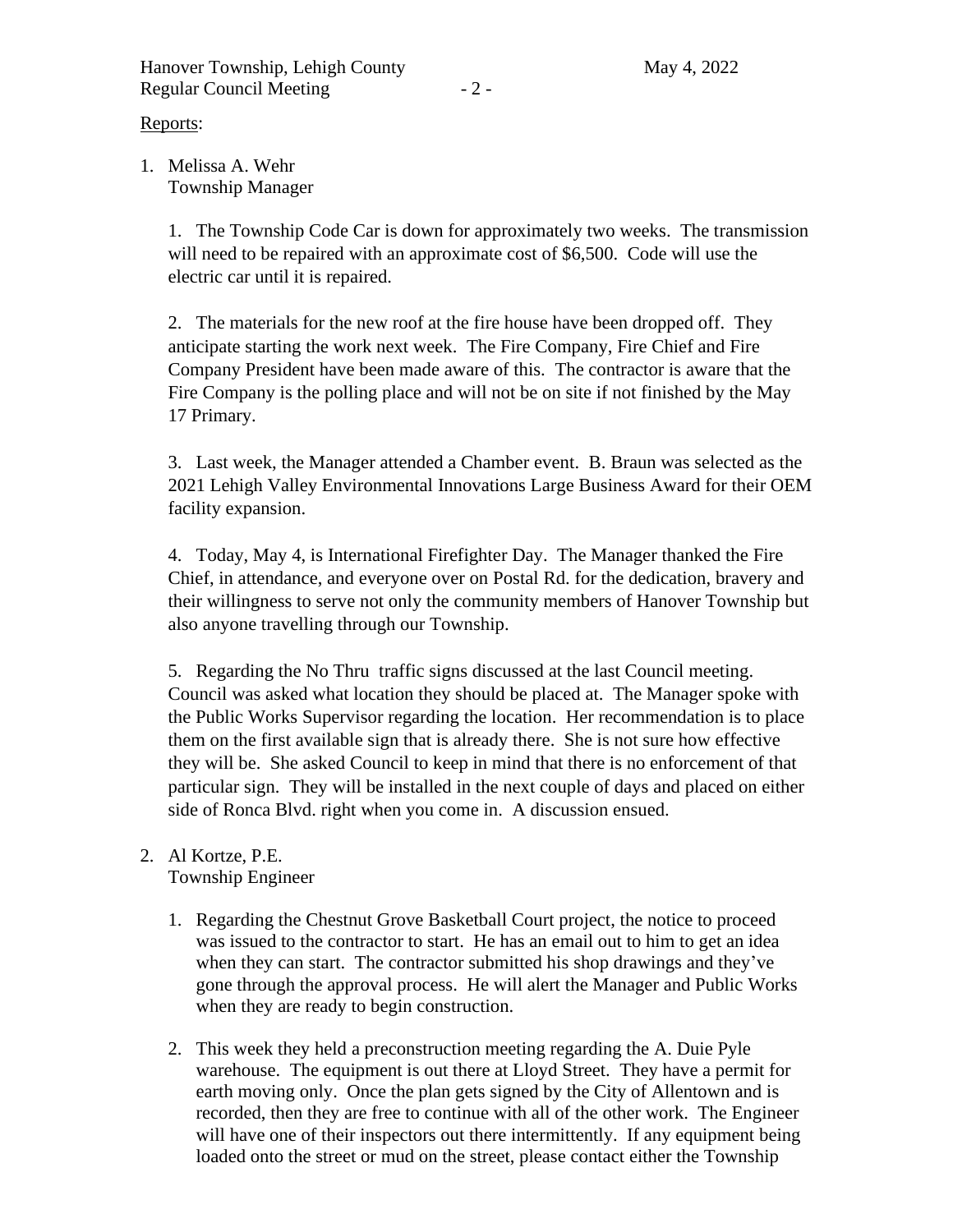Reports:

1. Melissa A. Wehr
   Township Manager

   1. The Township Code Car is down for approximately two weeks. The transmission will need to be repaired with an approximate cost of $6,500. Code will use the electric car until it is repaired.

   2. The materials for the new roof at the fire house have been dropped off. They anticipate starting the work next week. The Fire Company, Fire Chief and Fire Company President have been made aware of this. The contractor is aware that the Fire Company is the polling place and will not be on site if not finished by the May 17 Primary.

   3. Last week, the Manager attended a Chamber event. B. Braun was selected as the 2021 Lehigh Valley Environmental Innovations Large Business Award for their OEM facility expansion.

   4. Today, May 4, is International Firefighter Day. The Manager thanked the Fire Chief, in attendance, and everyone over on Postal Rd. for the dedication, bravery and their willingness to serve not only the community members of Hanover Township but also anyone travelling through our Township.

   5. Regarding the No Thru traffic signs discussed at the last Council meeting. Council was asked what location they should be placed at. The Manager spoke with the Public Works Supervisor regarding the location. Her recommendation is to place them on the first available sign that is already there. She is not sure how effective they will be. She asked Council to keep in mind that there is no enforcement of that particular sign. They will be installed in the next couple of days and placed on either side of Ronca Blvd. right when you come in. A discussion ensued.

2. Al Kortze, P.E.
   Township Engineer

   1. Regarding the Chestnut Grove Basketball Court project, the notice to proceed was issued to the contractor to start. He has an email out to him to get an idea when they can start. The contractor submitted his shop drawings and they've gone through the approval process. He will alert the Manager and Public Works when they are ready to begin construction.

   2. This week they held a preconstruction meeting regarding the A. Duie Pyle warehouse. The equipment is out there at Lloyd Street. They have a permit for earth moving only. Once the plan gets signed by the City of Allentown and is recorded, then they are free to continue with all of the other work. The Engineer will have one of their inspectors out there intermittently. If any equipment being loaded onto the street or mud on the street, please contact either the Township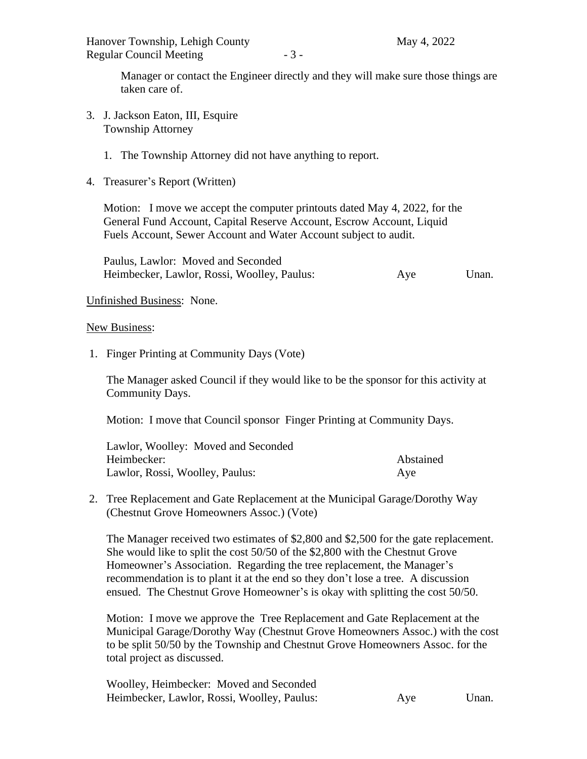Manager or contact the Engineer directly and they will make sure those things are taken care of.

3. J. Jackson Eaton, III, Esquire
   Township Attorney

   1. The Township Attorney did not have anything to report.

4. Treasurer's Report (Written)

   Motion: I move we accept the computer printouts dated May 4, 2022, for the General Fund Account, Capital Reserve Account, Escrow Account, Liquid Fuels Account, Sewer Account and Water Account subject to audit.

   Paulus, Lawlor: Moved and Seconded
   Heimbecker, Lawlor, Rossi, Woolley, Paulus: Aye Unan.

<u>Unfinished Business</u>: None.

<u>New Business</u>:

1. Finger Printing at Community Days (Vote)

   The Manager asked Council if they would like to be the sponsor for this activity at Community Days.

   Motion: I move that Council sponsor Finger Printing at Community Days.

   Lawlor, Woolley: Moved and Seconded
   Heimbecker: Abstained
   Lawlor, Rossi, Woolley, Paulus: Aye

2. Tree Replacement and Gate Replacement at the Municipal Garage/Dorothy Way (Chestnut Grove Homeowners Assoc.) (Vote)

   The Manager received two estimates of $2,800 and $2,500 for the gate replacement. She would like to split the cost 50/50 of the $2,800 with the Chestnut Grove Homeowner's Association. Regarding the tree replacement, the Manager's recommendation is to plant it at the end so they don't lose a tree. A discussion ensued. The Chestnut Grove Homeowner's is okay with splitting the cost 50/50.

   Motion: I move we approve the Tree Replacement and Gate Replacement at the Municipal Garage/Dorothy Way (Chestnut Grove Homeowners Assoc.) with the cost to be split 50/50 by the Township and Chestnut Grove Homeowners Assoc. for the total project as discussed.

   Woolley, Heimbecker: Moved and Seconded
   Heimbecker, Lawlor, Rossi, Woolley, Paulus: Aye Unan.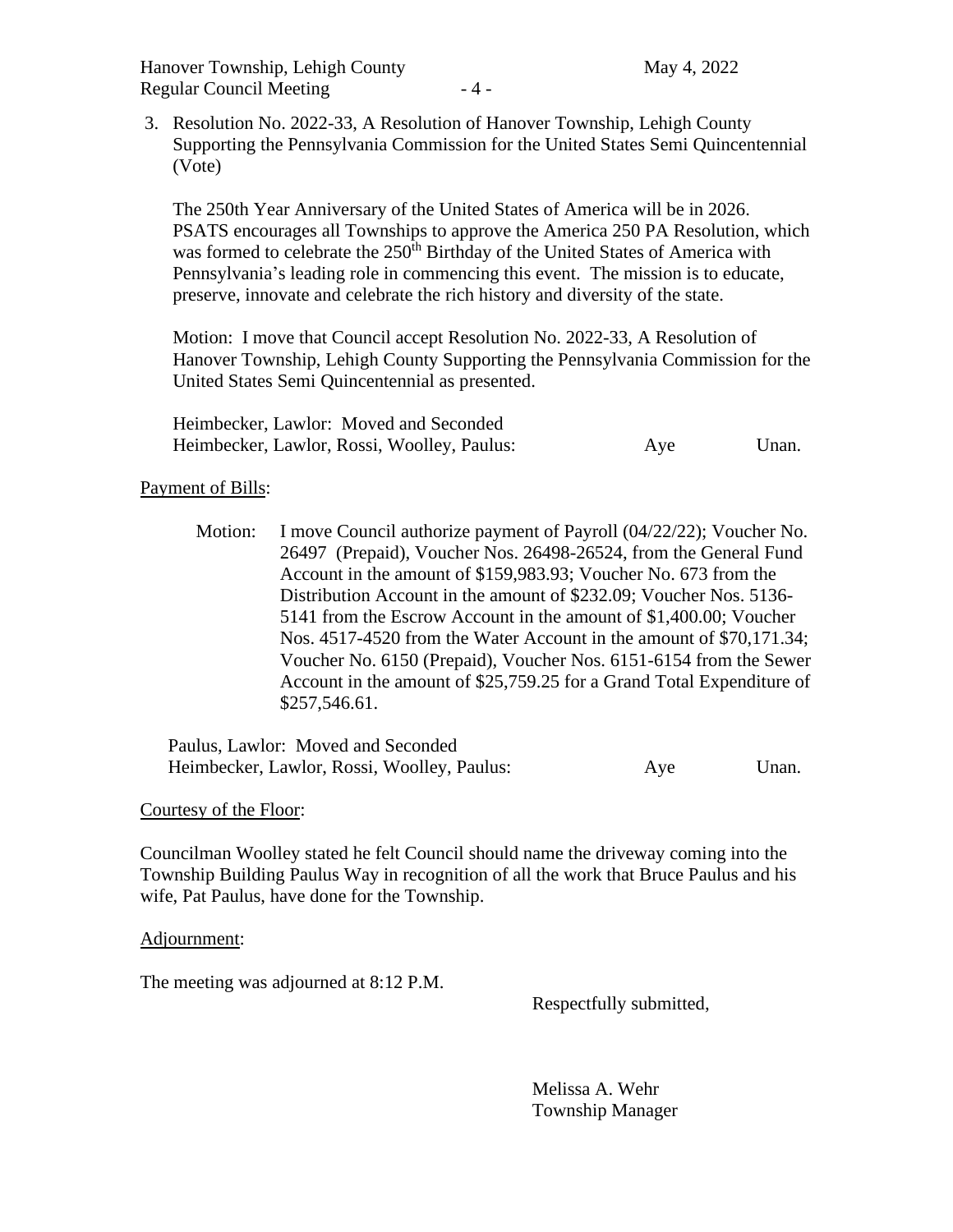3. Resolution No. 2022-33, A Resolution of Hanover Township, Lehigh County Supporting the Pennsylvania Commission for the United States Semi Quincentennial (Vote)

   The 250th Year Anniversary of the United States of America will be in 2026. PSATS encourages all Townships to approve the America 250 PA Resolution, which was formed to celebrate the 250th Birthday of the United States of America with Pennsylvania's leading role in commencing this event. The mission is to educate, preserve, innovate and celebrate the rich history and diversity of the state.

   Motion: I move that Council accept Resolution No. 2022-33, A Resolution of Hanover Township, Lehigh County Supporting the Pennsylvania Commission for the United States Semi Quincentennial as presented.

   Heimbecker, Lawlor: Moved and Seconded
   Heimbecker, Lawlor, Rossi, Woolley, Paulus: Aye Unan.

Payment of Bills:

Motion: I move Council authorize payment of Payroll (04/22/22); Voucher No. 26497 (Prepaid), Voucher Nos. 26498-26524, from the General Fund Account in the amount of $159,983.93; Voucher No. 673 from the Distribution Account in the amount of $232.09; Voucher Nos. 5136-5141 from the Escrow Account in the amount of $1,400.00; Voucher Nos. 4517-4520 from the Water Account in the amount of $70,171.34; Voucher No. 6150 (Prepaid), Voucher Nos. 6151-6154 from the Sewer Account in the amount of $25,759.25 for a Grand Total Expenditure of $257,546.61.

Paulus, Lawlor: Moved and Seconded
Heimbecker, Lawlor, Rossi, Woolley, Paulus: Aye Unan.

Courtesy of the Floor:

Councilman Woolley stated he felt Council should name the driveway coming into the Township Building Paulus Way in recognition of all the work that Bruce Paulus and his wife, Pat Paulus, have done for the Township.

Adjournment:

The meeting was adjourned at 8:12 P.M.

Respectfully submitted,

Melissa A. Wehr
Township Manager